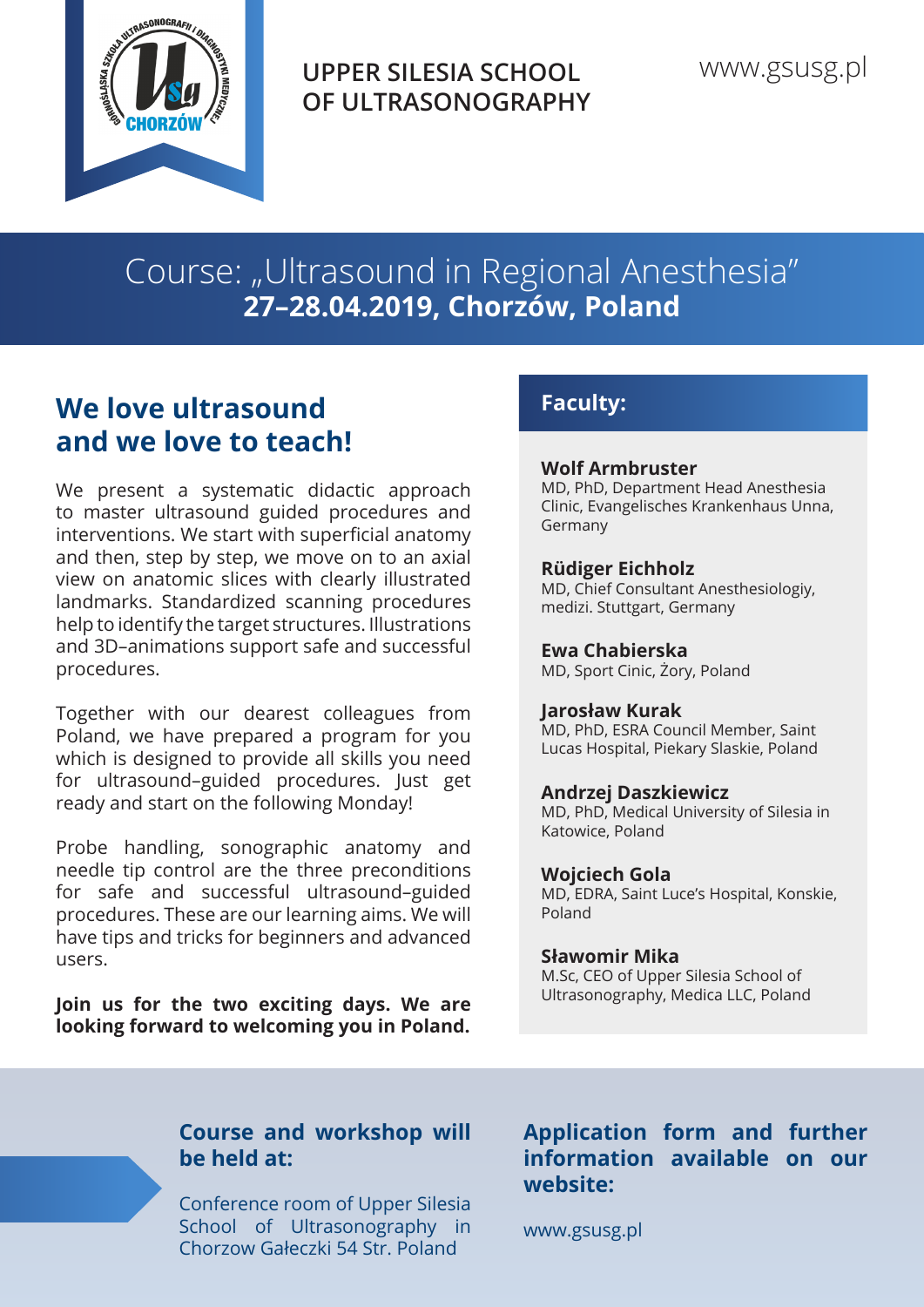UPPER SILESIA SCHOOL
OF ULTRASONOGRAPHY

www.gsusg.pl

# Course: „Ultrasound in Regional Anesthesia"
**27–28.04.2019, Chorzów, Poland**

## We love ultrasound and we love to teach!

We present a systematic didactic approach to master ultrasound guided procedures and interventions. We start with superficial anatomy and then, step by step, we move on to an axial view on anatomic slices with clearly illustrated landmarks. Standardized scanning procedures help to identify the target structures. Illustrations and 3D–animations support safe and successful procedures.

Together with our dearest colleagues from Poland, we have prepared a program for you which is designed to provide all skills you need for ultrasound–guided procedures. Just get ready and start on the following Monday!

Probe handling, sonographic anatomy and needle tip control are the three preconditions for safe and successful ultrasound–guided procedures. These are our learning aims. We will have tips and tricks for beginners and advanced users.

**Join us for the two exciting days. We are looking forward to welcoming you in Poland.**

## Faculty:

**Wolf Armbruster**
MD, PhD, Department Head Anesthesia Clinic, Evangelisches Krankenhaus Unna, Germany

**Rüdiger Eichholz**
MD, Chief Consultant Anesthesiologiy, medizi. Stuttgart, Germany

**Ewa Chabierska**
MD, Sport Cinic, Żory, Poland

**Jarosław Kurak**
MD, PhD, ESRA Council Member, Saint Lucas Hospital, Piekary Slaskie, Poland

**Andrzej Daszkiewicz**
MD, PhD, Medical University of Silesia in Katowice, Poland

**Wojciech Gola**
MD, EDRA, Saint Luce's Hospital, Konskie, Poland

**Sławomir Mika**
M.Sc, CEO of Upper Silesia School of Ultrasonography, Medica LLC, Poland

## Course and workshop will be held at:

Conference room of Upper Silesia School of Ultrasonography in Chorzow Gałeczki 54 Str. Poland

## Application form and further information available on our website:

www.gsusg.pl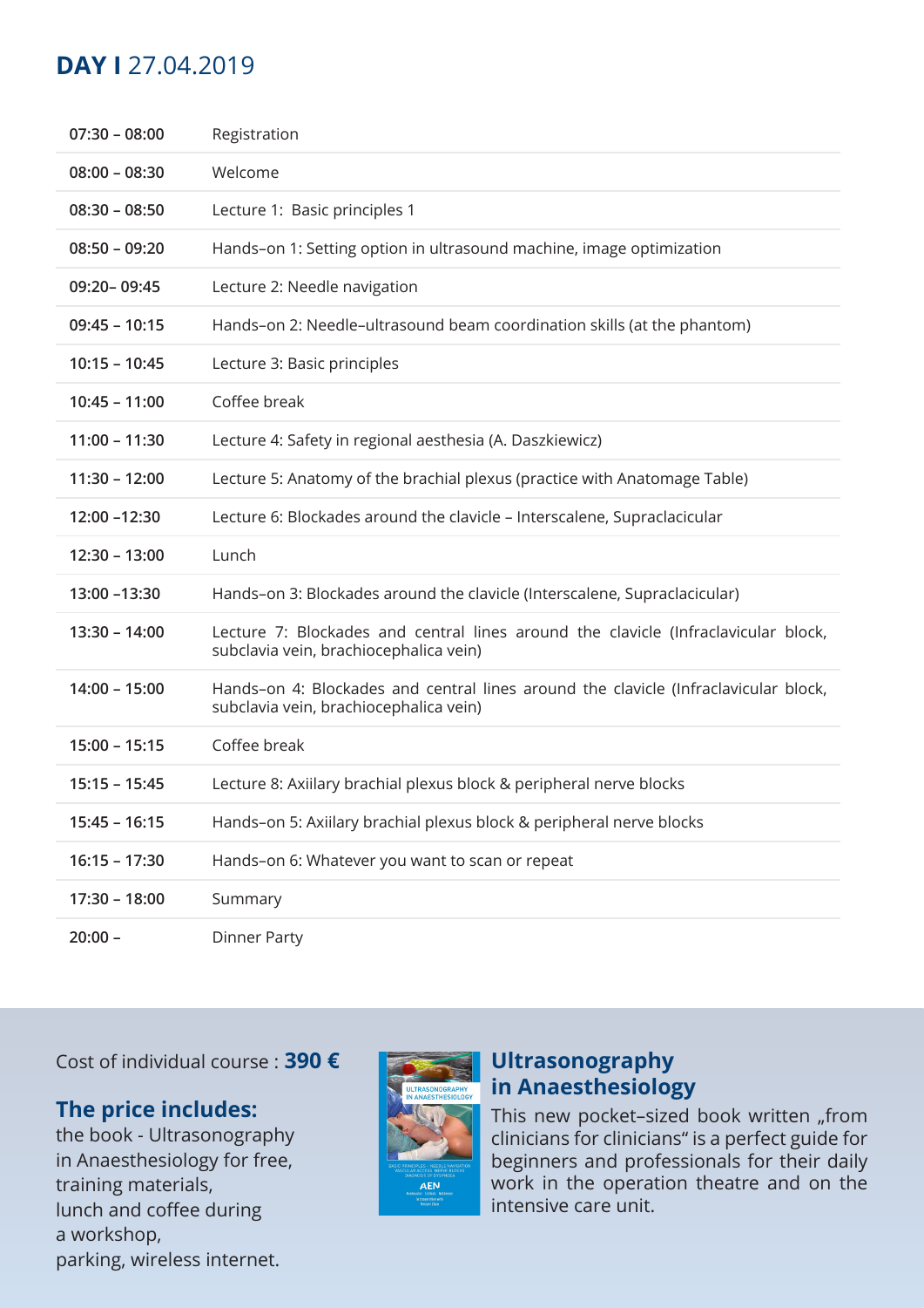## DAY I 27.04.2019

| | |
|---|---|
| 07:30 – 08:00 | Registration |
| 08:00 – 08:30 | Welcome |
| 08:30 – 08:50 | Lecture 1: Basic principles 1 |
| 08:50 – 09:20 | Hands–on 1: Setting option in ultrasound machine, image optimization |
| 09:20– 09:45 | Lecture 2: Needle navigation |
| 09:45 – 10:15 | Hands–on 2: Needle–ultrasound beam coordination skills (at the phantom) |
| 10:15 – 10:45 | Lecture 3: Basic principles |
| 10:45 – 11:00 | Coffee break |
| 11:00 – 11:30 | Lecture 4: Safety in regional aesthesia (A. Daszkiewicz) |
| 11:30 – 12:00 | Lecture 5: Anatomy of the brachial plexus (practice with Anatomage Table) |
| 12:00 –12:30 | Lecture 6: Blockades around the clavicle – Interscalene, Supraclacicular |
| 12:30 – 13:00 | Lunch |
| 13:00 –13:30 | Hands–on 3: Blockades around the clavicle (Interscalene, Supraclacicular) |
| 13:30 – 14:00 | Lecture 7: Blockades and central lines around the clavicle (Infraclavicular block, subclavia vein, brachiocephalica vein) |
| 14:00 – 15:00 | Hands–on 4: Blockades and central lines around the clavicle (Infraclavicular block, subclavia vein, brachiocephalica vein) |
| 15:00 – 15:15 | Coffee break |
| 15:15 – 15:45 | Lecture 8: Axiilary brachial plexus block & peripheral nerve blocks |
| 15:45 – 16:15 | Hands–on 5: Axiilary brachial plexus block & peripheral nerve blocks |
| 16:15 – 17:30 | Hands–on 6: Whatever you want to scan or repeat |
| 17:30 – 18:00 | Summary |
| 20:00 – | Dinner Party |

Cost of individual course : **390 €**

### The price includes:

the book - Ultrasonography in Anaesthesiology for free, training materials, lunch and coffee during a workshop, parking, wireless internet.

### Ultrasonography in Anaesthesiology

This new pocket–sized book written „from clinicians for clinicians" is a perfect guide for beginners and professionals for their daily work in the operation theatre and on the intensive care unit.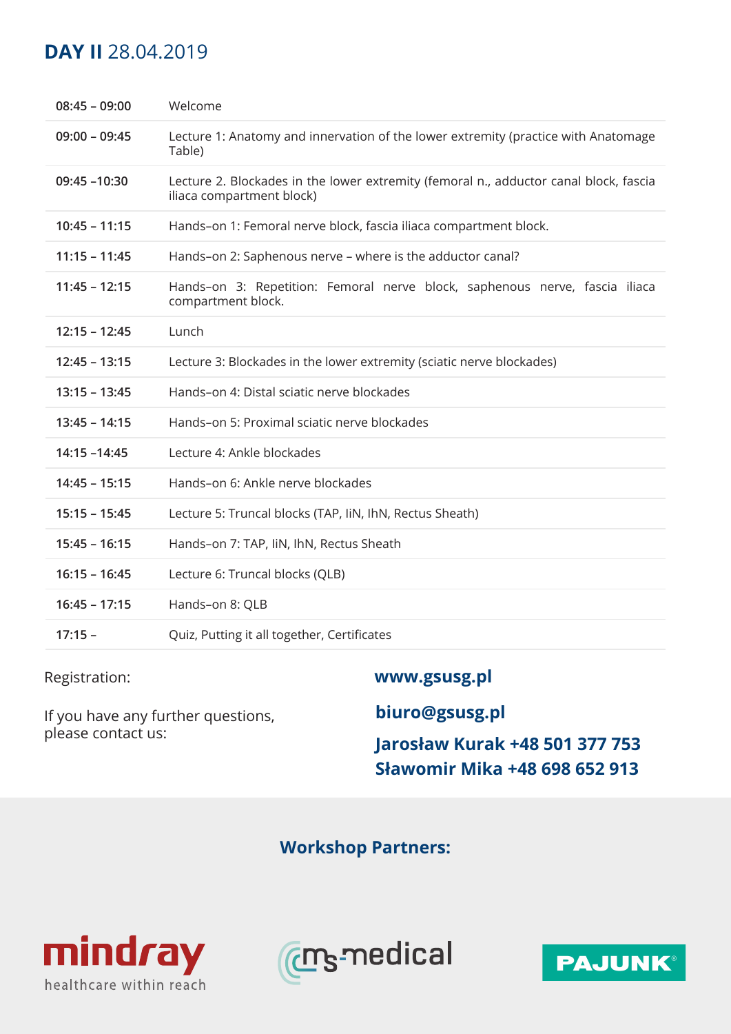## **DAY II** 28.04.2019

| | |
|---|---|
| **08:45 – 09:00** | Welcome |
| **09:00 – 09:45** | Lecture 1: Anatomy and innervation of the lower extremity (practice with Anatomage Table) |
| **09:45 –10:30** | Lecture 2. Blockades in the lower extremity (femoral n., adductor canal block, fascia iliaca compartment block) |
| **10:45 – 11:15** | Hands–on 1: Femoral nerve block, fascia iliaca compartment block. |
| **11:15 – 11:45** | Hands–on 2: Saphenous nerve – where is the adductor canal? |
| **11:45 – 12:15** | Hands–on 3: Repetition: Femoral nerve block, saphenous nerve, fascia iliaca compartment block. |
| **12:15 – 12:45** | Lunch |
| **12:45 – 13:15** | Lecture 3: Blockades in the lower extremity (sciatic nerve blockades) |
| **13:15 – 13:45** | Hands–on 4: Distal sciatic nerve blockades |
| **13:45 – 14:15** | Hands–on 5: Proximal sciatic nerve blockades |
| **14:15 –14:45** | Lecture 4: Ankle blockades |
| **14:45 – 15:15** | Hands–on 6: Ankle nerve blockades |
| **15:15 – 15:45** | Lecture 5: Truncal blocks (TAP, IiN, IhN, Rectus Sheath) |
| **15:45 – 16:15** | Hands–on 7: TAP, IiN, IhN, Rectus Sheath |
| **16:15 – 16:45** | Lecture 6: Truncal blocks (QLB) |
| **16:45 – 17:15** | Hands–on 8: QLB |
| **17:15 –** | Quiz, Putting it all together, Certificates |

Registration: **www.gsusg.pl**

If you have any further questions, please contact us:

**biuro@gsusg.pl**

**Jarosław Kurak +48 501 377 753**
**Sławomir Mika +48 698 652 913**

**Workshop Partners:**

mindray healthcare within reach

ms-medical

PAJUNK®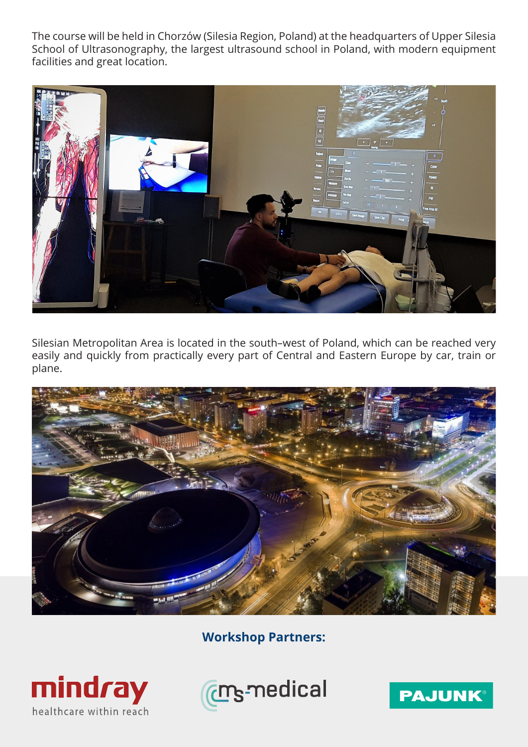The course will be held in Chorzów (Silesia Region, Poland) at the headquarters of Upper Silesia School of Ultrasonography, the largest ultrasound school in Poland, with modern equipment facilities and great location.

Silesian Metropolitan Area is located in the south–west of Poland, which can be reached very easily and quickly from practically every part of Central and Eastern Europe by car, train or plane.

## Workshop Partners:

mindray healthcare within reach

ms-medical

PAJUNK®